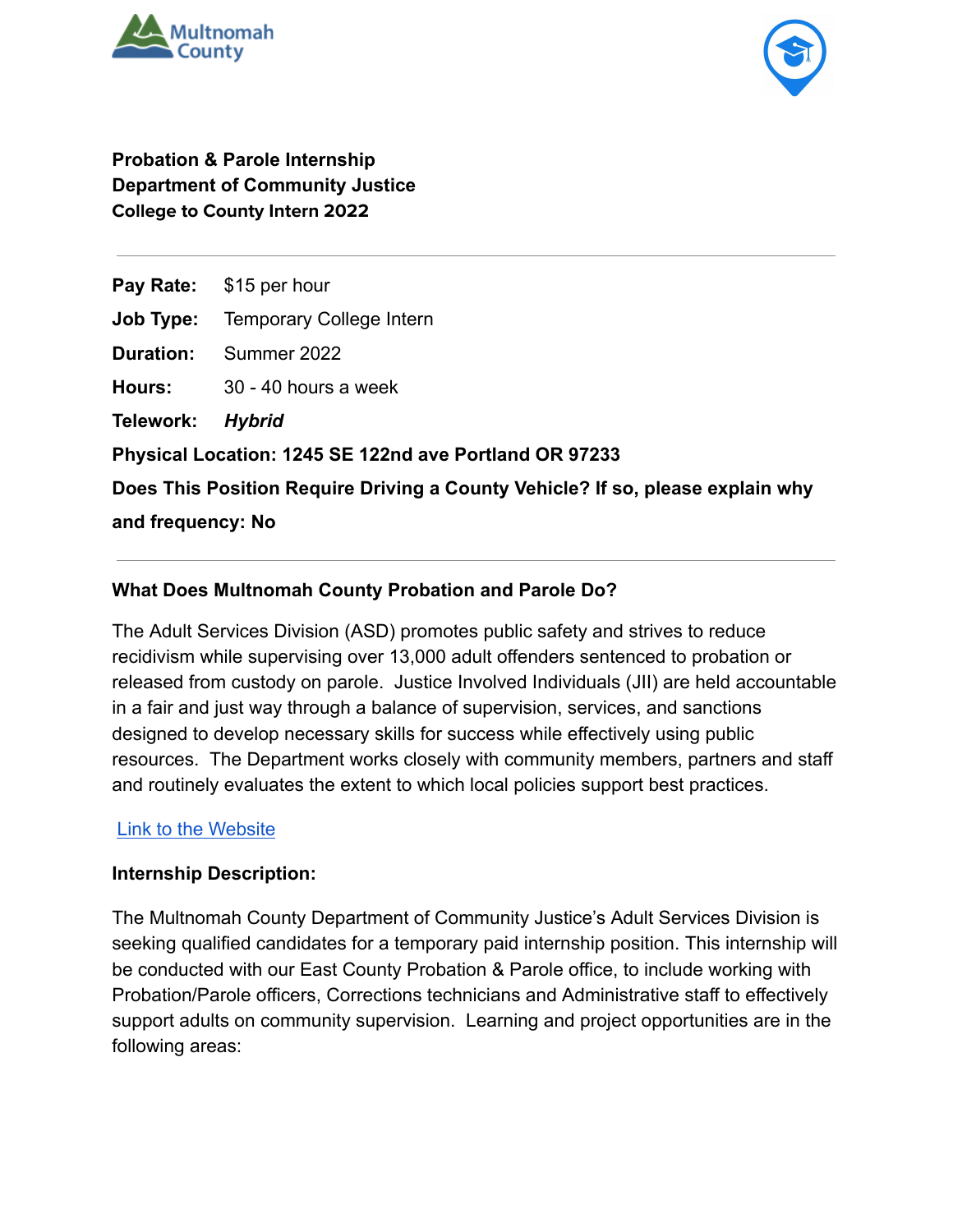**Probation & Parole Internship**
**Department of Community Justice**
**College to County Intern 2022**

---

**Pay Rate:** $15 per hour

**Job Type:** Temporary College Intern

**Duration:** Summer 2022

**Hours:** 30 - 40 hours a week

**Telework:** ***Hybrid***

**Physical Location: 1245 SE 122nd ave Portland OR 97233**

**Does This Position Require Driving a County Vehicle? If so, please explain why and frequency: No**

---

**What Does Multnomah County Probation and Parole Do?**

The Adult Services Division (ASD) promotes public safety and strives to reduce recidivism while supervising over 13,000 adult offenders sentenced to probation or released from custody on parole. Justice Involved Individuals (JII) are held accountable in a fair and just way through a balance of supervision, services, and sanctions designed to develop necessary skills for success while effectively using public resources. The Department works closely with community members, partners and staff and routinely evaluates the extent to which local policies support best practices.

Link to the Website

**Internship Description:**

The Multnomah County Department of Community Justice's Adult Services Division is seeking qualified candidates for a temporary paid internship position. This internship will be conducted with our East County Probation & Parole office, to include working with Probation/Parole officers, Corrections technicians and Administrative staff to effectively support adults on community supervision. Learning and project opportunities are in the following areas: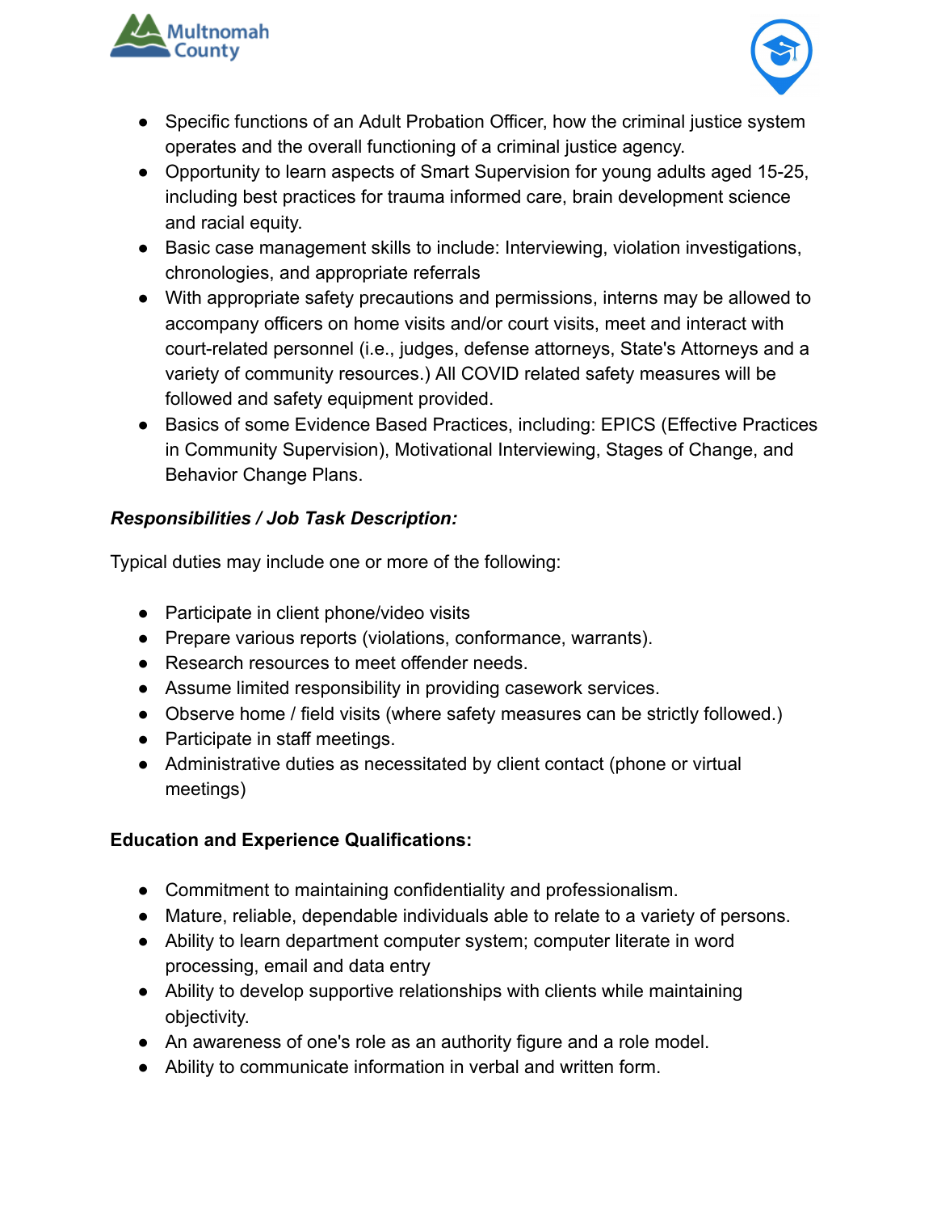- Specific functions of an Adult Probation Officer, how the criminal justice system operates and the overall functioning of a criminal justice agency.
- Opportunity to learn aspects of Smart Supervision for young adults aged 15-25, including best practices for trauma informed care, brain development science and racial equity.
- Basic case management skills to include: Interviewing, violation investigations, chronologies, and appropriate referrals
- With appropriate safety precautions and permissions, interns may be allowed to accompany officers on home visits and/or court visits, meet and interact with court-related personnel (i.e., judges, defense attorneys, State's Attorneys and a variety of community resources.) All COVID related safety measures will be followed and safety equipment provided.
- Basics of some Evidence Based Practices, including: EPICS (Effective Practices in Community Supervision), Motivational Interviewing, Stages of Change, and Behavior Change Plans.

***Responsibilities / Job Task Description:***

Typical duties may include one or more of the following:

- Participate in client phone/video visits
- Prepare various reports (violations, conformance, warrants).
- Research resources to meet offender needs.
- Assume limited responsibility in providing casework services.
- Observe home / field visits (where safety measures can be strictly followed.)
- Participate in staff meetings.
- Administrative duties as necessitated by client contact (phone or virtual meetings)

**Education and Experience Qualifications:**

- Commitment to maintaining confidentiality and professionalism.
- Mature, reliable, dependable individuals able to relate to a variety of persons.
- Ability to learn department computer system; computer literate in word processing, email and data entry
- Ability to develop supportive relationships with clients while maintaining objectivity.
- An awareness of one's role as an authority figure and a role model.
- Ability to communicate information in verbal and written form.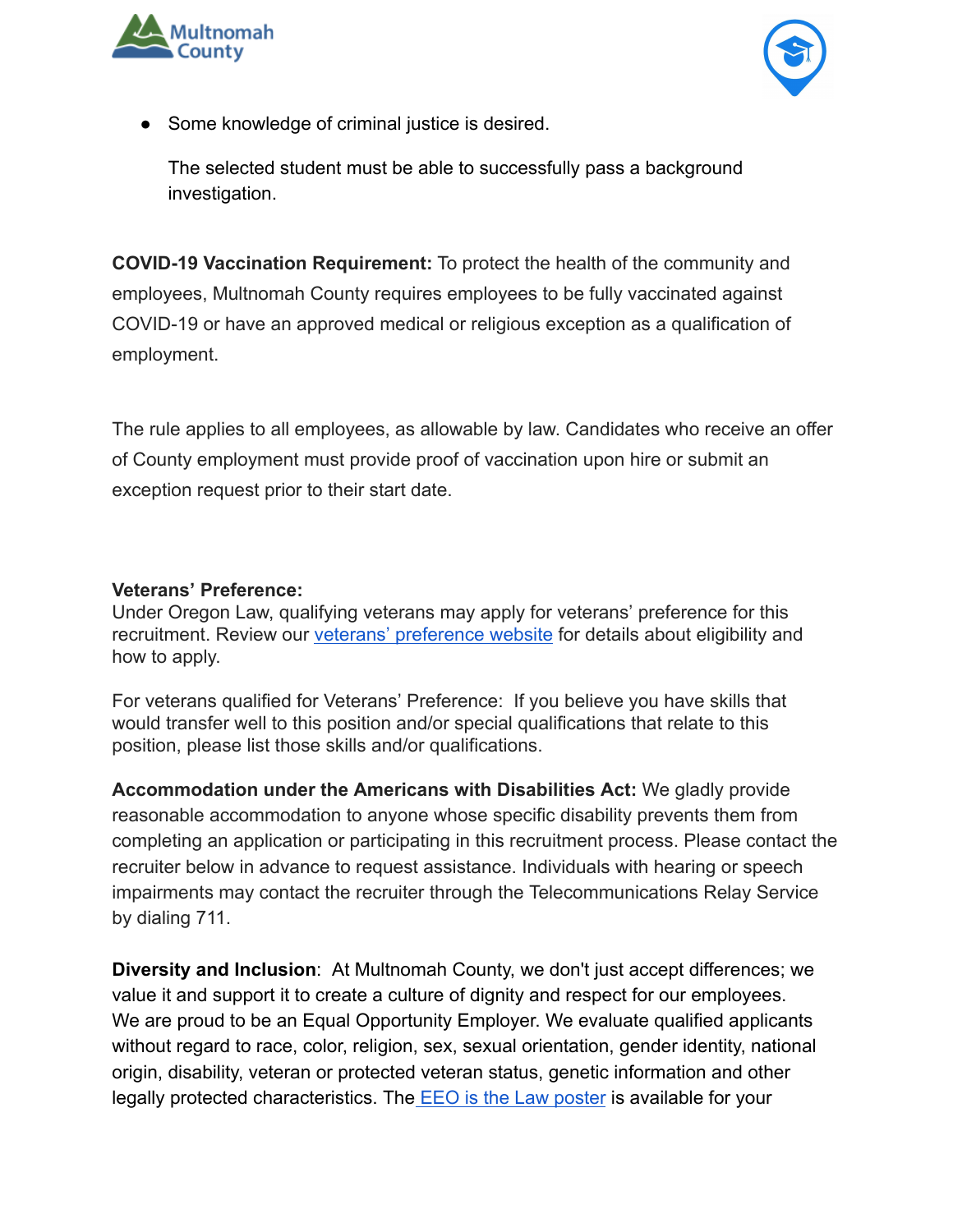- Some knowledge of criminal justice is desired.

  The selected student must be able to successfully pass a background investigation.

**COVID-19 Vaccination Requirement:** To protect the health of the community and employees, Multnomah County requires employees to be fully vaccinated against COVID-19 or have an approved medical or religious exception as a qualification of employment.

The rule applies to all employees, as allowable by law. Candidates who receive an offer of County employment must provide proof of vaccination upon hire or submit an exception request prior to their start date.

**Veterans' Preference:**
Under Oregon Law, qualifying veterans may apply for veterans' preference for this recruitment. Review our veterans' preference website for details about eligibility and how to apply.

For veterans qualified for Veterans' Preference: If you believe you have skills that would transfer well to this position and/or special qualifications that relate to this position, please list those skills and/or qualifications.

**Accommodation under the Americans with Disabilities Act:** We gladly provide reasonable accommodation to anyone whose specific disability prevents them from completing an application or participating in this recruitment process. Please contact the recruiter below in advance to request assistance. Individuals with hearing or speech impairments may contact the recruiter through the Telecommunications Relay Service by dialing 711.

**Diversity and Inclusion**: At Multnomah County, we don't just accept differences; we value it and support it to create a culture of dignity and respect for our employees. We are proud to be an Equal Opportunity Employer. We evaluate qualified applicants without regard to race, color, religion, sex, sexual orientation, gender identity, national origin, disability, veteran or protected veteran status, genetic information and other legally protected characteristics. The EEO is the Law poster is available for your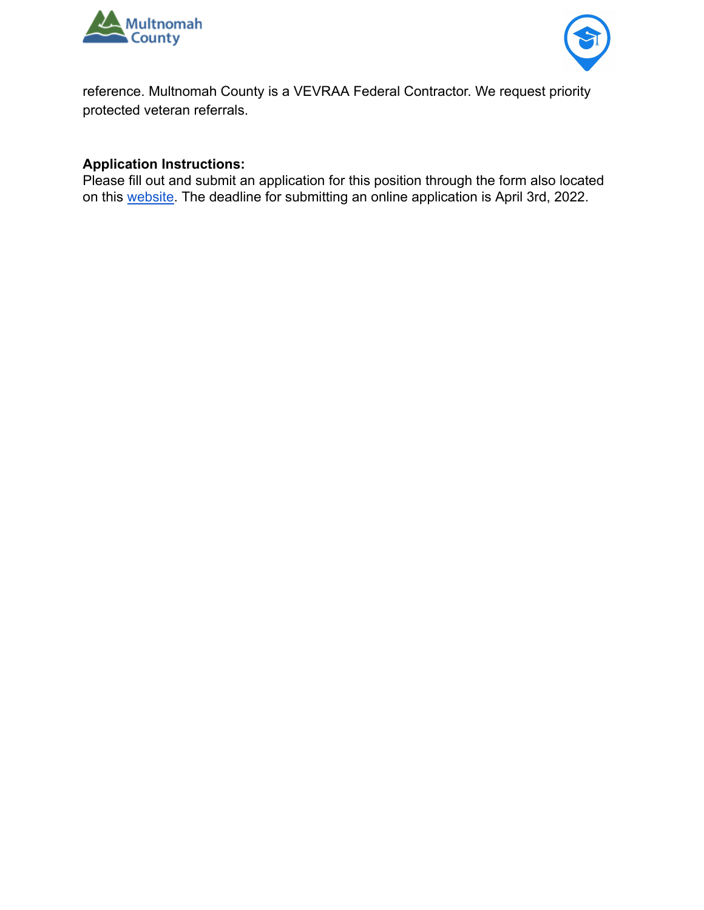reference. Multnomah County is a VEVRAA Federal Contractor. We request priority protected veteran referrals.

**Application Instructions:**
Please fill out and submit an application for this position through the form also located on this website. The deadline for submitting an online application is April 3rd, 2022.